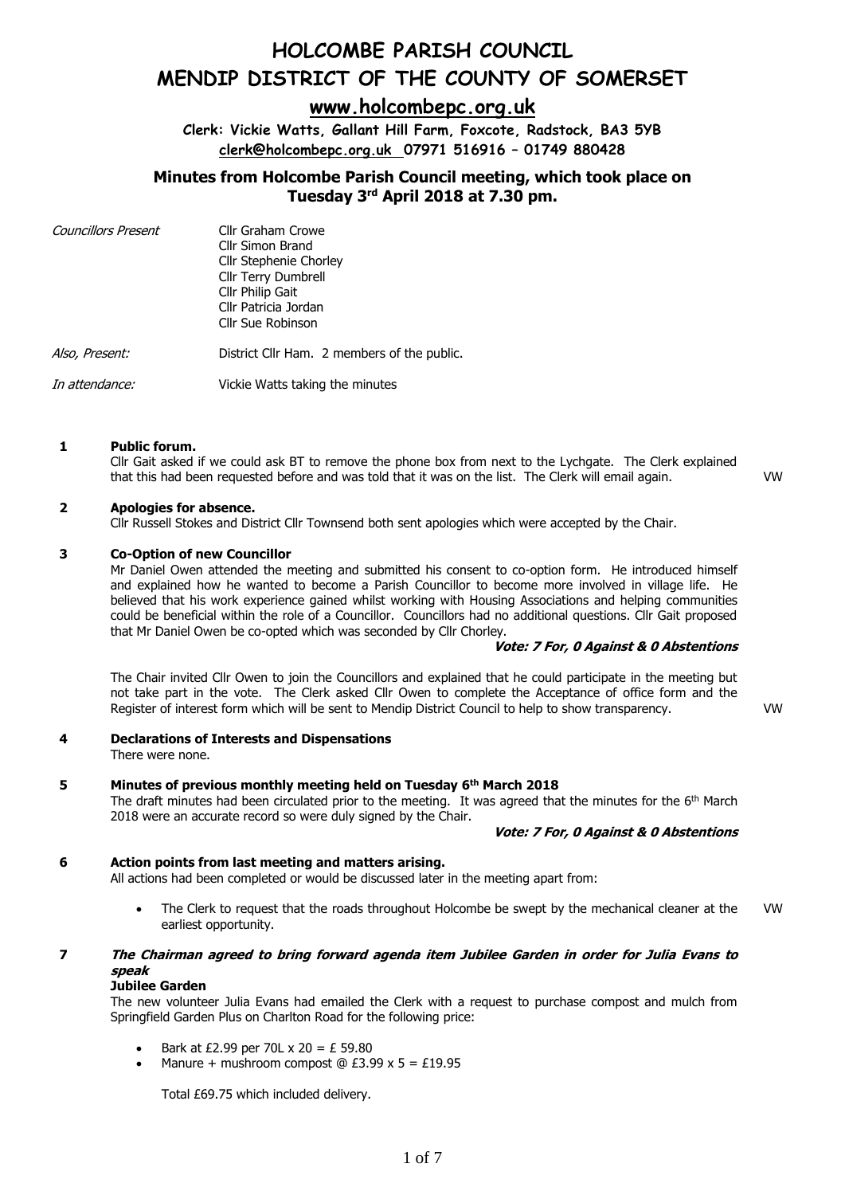# HOLCOMBE PARISH COUNCIL

# MENDIP DISTRICT OF THE COUNTY OF SOMERSET

## www.holcombepc.org.uk

**Clerk: Vickie Watts, Gallant Hill Farm, Foxcote, Radstock, BA3 5YB**
**clerk@holcombepc.org.uk 07971 516916 – 01749 880428**

## Minutes from Holcombe Parish Council meeting, which took place on Tuesday 3rd April 2018 at 7.30 pm.

| | |
|---|---|
| *Councillors Present* | Cllr Graham Crowe<br>Cllr Simon Brand<br>Cllr Stephenie Chorley<br>Cllr Terry Dumbrell<br>Cllr Philip Gait<br>Cllr Patricia Jordan<br>Cllr Sue Robinson |
| *Also, Present:* | District Cllr Ham. 2 members of the public. |
| *In attendance:* | Vickie Watts taking the minutes |

**1 Public forum.**

Cllr Gait asked if we could ask BT to remove the phone box from next to the Lychgate. The Clerk explained that this had been requested before and was told that it was on the list. The Clerk will email again. VW

**2 Apologies for absence.**

Cllr Russell Stokes and District Cllr Townsend both sent apologies which were accepted by the Chair.

**3 Co-Option of new Councillor**

Mr Daniel Owen attended the meeting and submitted his consent to co-option form. He introduced himself and explained how he wanted to become a Parish Councillor to become more involved in village life. He believed that his work experience gained whilst working with Housing Associations and helping communities could be beneficial within the role of a Councillor. Councillors had no additional questions. Cllr Gait proposed that Mr Daniel Owen be co-opted which was seconded by Cllr Chorley.

***Vote: 7 For, 0 Against & 0 Abstentions***

The Chair invited Cllr Owen to join the Councillors and explained that he could participate in the meeting but not take part in the vote. The Clerk asked Cllr Owen to complete the Acceptance of office form and the Register of interest form which will be sent to Mendip District Council to help to show transparency. VW

**4 Declarations of Interests and Dispensations**

There were none.

**5 Minutes of previous monthly meeting held on Tuesday 6th March 2018**

The draft minutes had been circulated prior to the meeting. It was agreed that the minutes for the 6th March 2018 were an accurate record so were duly signed by the Chair.

***Vote: 7 For, 0 Against & 0 Abstentions***

**6 Action points from last meeting and matters arising.**

All actions had been completed or would be discussed later in the meeting apart from:

- The Clerk to request that the roads throughout Holcombe be swept by the mechanical cleaner at the earliest opportunity. VW

**7 *The Chairman agreed to bring forward agenda item Jubilee Garden in order for Julia Evans to speak***

**Jubilee Garden**

The new volunteer Julia Evans had emailed the Clerk with a request to purchase compost and mulch from Springfield Garden Plus on Charlton Road for the following price:

- Bark at £2.99 per 70L x 20 = £ 59.80
- Manure + mushroom compost @ £3.99 x 5 = £19.95

Total £69.75 which included delivery.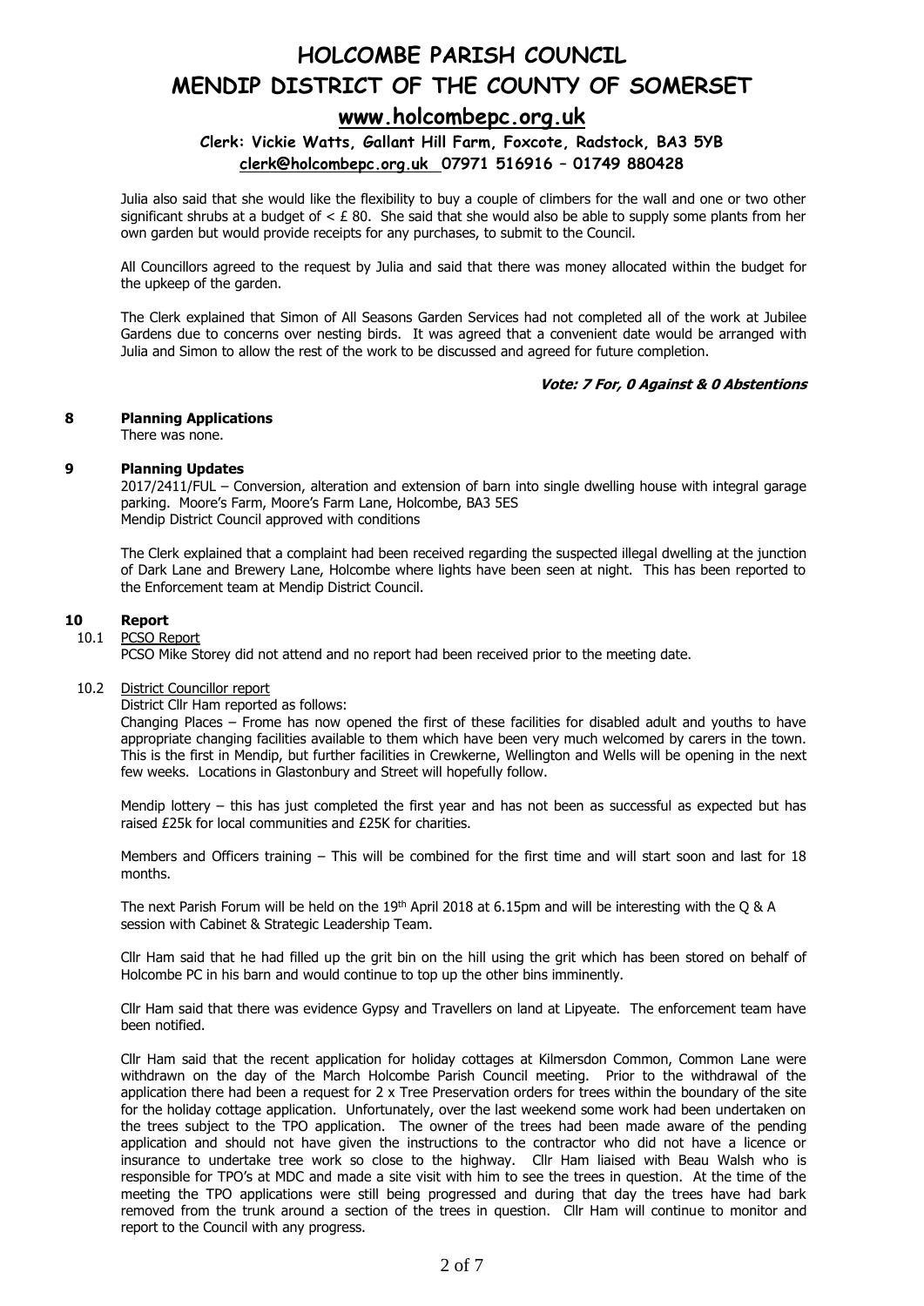Julia also said that she would like the flexibility to buy a couple of climbers for the wall and one or two other significant shrubs at a budget of < £ 80. She said that she would also be able to supply some plants from her own garden but would provide receipts for any purchases, to submit to the Council.

All Councillors agreed to the request by Julia and said that there was money allocated within the budget for the upkeep of the garden.

The Clerk explained that Simon of All Seasons Garden Services had not completed all of the work at Jubilee Gardens due to concerns over nesting birds. It was agreed that a convenient date would be arranged with Julia and Simon to allow the rest of the work to be discussed and agreed for future completion.

***Vote: 7 For, 0 Against & 0 Abstentions***

## 8 Planning Applications

There was none.

## 9 Planning Updates

2017/2411/FUL – Conversion, alteration and extension of barn into single dwelling house with integral garage parking. Moore's Farm, Moore's Farm Lane, Holcombe, BA3 5ES
Mendip District Council approved with conditions

The Clerk explained that a complaint had been received regarding the suspected illegal dwelling at the junction of Dark Lane and Brewery Lane, Holcombe where lights have been seen at night. This has been reported to the Enforcement team at Mendip District Council.

## 10 Report

### 10.1 PCSO Report

PCSO Mike Storey did not attend and no report had been received prior to the meeting date.

### 10.2 District Councillor report

District Cllr Ham reported as follows:

Changing Places – Frome has now opened the first of these facilities for disabled adult and youths to have appropriate changing facilities available to them which have been very much welcomed by carers in the town. This is the first in Mendip, but further facilities in Crewkerne, Wellington and Wells will be opening in the next few weeks. Locations in Glastonbury and Street will hopefully follow.

Mendip lottery – this has just completed the first year and has not been as successful as expected but has raised £25k for local communities and £25K for charities.

Members and Officers training – This will be combined for the first time and will start soon and last for 18 months.

The next Parish Forum will be held on the 19th April 2018 at 6.15pm and will be interesting with the Q & A session with Cabinet & Strategic Leadership Team.

Cllr Ham said that he had filled up the grit bin on the hill using the grit which has been stored on behalf of Holcombe PC in his barn and would continue to top up the other bins imminently.

Cllr Ham said that there was evidence Gypsy and Travellers on land at Lipyeate. The enforcement team have been notified.

Cllr Ham said that the recent application for holiday cottages at Kilmersdon Common, Common Lane were withdrawn on the day of the March Holcombe Parish Council meeting. Prior to the withdrawal of the application there had been a request for 2 x Tree Preservation orders for trees within the boundary of the site for the holiday cottage application. Unfortunately, over the last weekend some work had been undertaken on the trees subject to the TPO application. The owner of the trees had been made aware of the pending application and should not have given the instructions to the contractor who did not have a licence or insurance to undertake tree work so close to the highway. Cllr Ham liaised with Beau Walsh who is responsible for TPO's at MDC and made a site visit with him to see the trees in question. At the time of the meeting the TPO applications were still being progressed and during that day the trees have had bark removed from the trunk around a section of the trees in question. Cllr Ham will continue to monitor and report to the Council with any progress.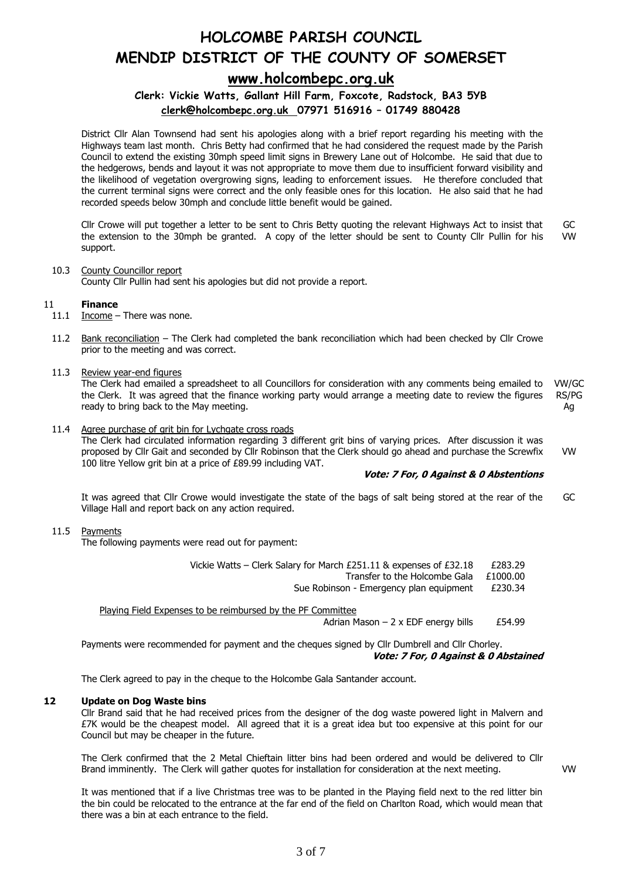# HOLCOMBE PARISH COUNCIL
# MENDIP DISTRICT OF THE COUNTY OF SOMERSET

## www.holcombepc.org.uk

**Clerk: Vickie Watts, Gallant Hill Farm, Foxcote, Radstock, BA3 5YB**
**clerk@holcombepc.org.uk 07971 516916 – 01749 880428**

District Cllr Alan Townsend had sent his apologies along with a brief report regarding his meeting with the Highways team last month. Chris Betty had confirmed that he had considered the request made by the Parish Council to extend the existing 30mph speed limit signs in Brewery Lane out of Holcombe. He said that due to the hedgerows, bends and layout it was not appropriate to move them due to insufficient forward visibility and the likelihood of vegetation overgrowing signs, leading to enforcement issues. He therefore concluded that the current terminal signs were correct and the only feasible ones for this location. He also said that he had recorded speeds below 30mph and conclude little benefit would be gained.

Cllr Crowe will put together a letter to be sent to Chris Betty quoting the relevant Highways Act to insist that the extension to the 30mph be granted. A copy of the letter should be sent to County Cllr Pullin for his support. — GC / VW

10.3 County Councillor report

County Cllr Pullin had sent his apologies but did not provide a report.

**11 Finance**

11.1 Income – There was none.

11.2 Bank reconciliation – The Clerk had completed the bank reconciliation which had been checked by Cllr Crowe prior to the meeting and was correct.

11.3 Review year-end figures

The Clerk had emailed a spreadsheet to all Councillors for consideration with any comments being emailed to the Clerk. It was agreed that the finance working party would arrange a meeting date to review the figures ready to bring back to the May meeting. — VW/GC RS/PG Ag

11.4 Agree purchase of grit bin for Lychgate cross roads

The Clerk had circulated information regarding 3 different grit bins of varying prices. After discussion it was proposed by Cllr Gait and seconded by Cllr Robinson that the Clerk should go ahead and purchase the Screwfix 100 litre Yellow grit bin at a price of £89.99 including VAT. — VW

***Vote: 7 For, 0 Against & 0 Abstentions***

It was agreed that Cllr Crowe would investigate the state of the bags of salt being stored at the rear of the Village Hall and report back on any action required. — GC

11.5 Payments

The following payments were read out for payment:

| | |
|---|---|
| Vickie Watts – Clerk Salary for March £251.11 & expenses of £32.18 | £283.29 |
| Transfer to the Holcombe Gala | £1000.00 |
| Sue Robinson - Emergency plan equipment | £230.34 |

Playing Field Expenses to be reimbursed by the PF Committee

| | |
|---|---|
| Adrian Mason – 2 x EDF energy bills | £54.99 |

Payments were recommended for payment and the cheques signed by Cllr Dumbrell and Cllr Chorley.

***Vote: 7 For, 0 Against & 0 Abstained***

The Clerk agreed to pay in the cheque to the Holcombe Gala Santander account.

**12 Update on Dog Waste bins**

Cllr Brand said that he had received prices from the designer of the dog waste powered light in Malvern and £7K would be the cheapest model. All agreed that it is a great idea but too expensive at this point for our Council but may be cheaper in the future.

The Clerk confirmed that the 2 Metal Chieftain litter bins had been ordered and would be delivered to Cllr Brand imminently. The Clerk will gather quotes for installation for consideration at the next meeting. — VW

It was mentioned that if a live Christmas tree was to be planted in the Playing field next to the red litter bin the bin could be relocated to the entrance at the far end of the field on Charlton Road, which would mean that there was a bin at each entrance to the field.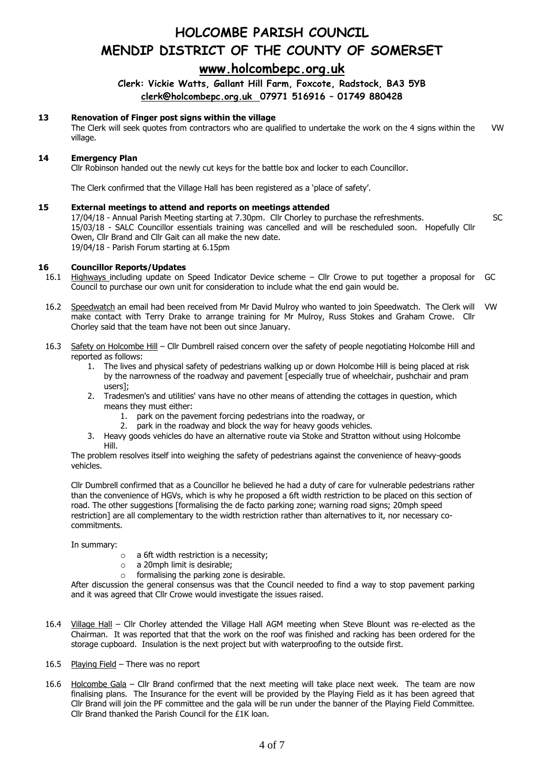# HOLCOMBE PARISH COUNCIL
# MENDIP DISTRICT OF THE COUNTY OF SOMERSET

## www.holcombepc.org.uk

**Clerk: Vickie Watts, Gallant Hill Farm, Foxcote, Radstock, BA3 5YB**
**clerk@holcombepc.org.uk 07971 516916 – 01749 880428**

### 13 Renovation of Finger post signs within the village

The Clerk will seek quotes from contractors who are qualified to undertake the work on the 4 signs within the village. VW

### 14 Emergency Plan

Cllr Robinson handed out the newly cut keys for the battle box and locker to each Councillor.

The Clerk confirmed that the Village Hall has been registered as a 'place of safety'.

### 15 External meetings to attend and reports on meetings attended

17/04/18 - Annual Parish Meeting starting at 7.30pm. Cllr Chorley to purchase the refreshments. SC
15/03/18 - SALC Councillor essentials training was cancelled and will be rescheduled soon. Hopefully Cllr Owen, Cllr Brand and Cllr Gait can all make the new date.
19/04/18 - Parish Forum starting at 6.15pm

### 16 Councillor Reports/Updates

16.1 Highways including update on Speed Indicator Device scheme – Cllr Crowe to put together a proposal for Council to purchase our own unit for consideration to include what the end gain would be. GC

16.2 Speedwatch an email had been received from Mr David Mulroy who wanted to join Speedwatch. The Clerk will make contact with Terry Drake to arrange training for Mr Mulroy, Russ Stokes and Graham Crowe. Cllr Chorley said that the team have not been out since January. VW

16.3 Safety on Holcombe Hill – Cllr Dumbrell raised concern over the safety of people negotiating Holcombe Hill and reported as follows:

1. The lives and physical safety of pedestrians walking up or down Holcombe Hill is being placed at risk by the narrowness of the roadway and pavement [especially true of wheelchair, pushchair and pram users];
2. Tradesmen's and utilities' vans have no other means of attending the cottages in question, which means they must either:
    1. park on the pavement forcing pedestrians into the roadway, or
    2. park in the roadway and block the way for heavy goods vehicles.
3. Heavy goods vehicles do have an alternative route via Stoke and Stratton without using Holcombe Hill.

The problem resolves itself into weighing the safety of pedestrians against the convenience of heavy-goods vehicles.

Cllr Dumbrell confirmed that as a Councillor he believed he had a duty of care for vulnerable pedestrians rather than the convenience of HGVs, which is why he proposed a 6ft width restriction to be placed on this section of road. The other suggestions [formalising the de facto parking zone; warning road signs; 20mph speed restriction] are all complementary to the width restriction rather than alternatives to it, nor necessary co-commitments.

In summary:

- a 6ft width restriction is a necessity;
- a 20mph limit is desirable;
- formalising the parking zone is desirable.

After discussion the general consensus was that the Council needed to find a way to stop pavement parking and it was agreed that Cllr Crowe would investigate the issues raised.

16.4 Village Hall – Cllr Chorley attended the Village Hall AGM meeting when Steve Blount was re-elected as the Chairman. It was reported that that the work on the roof was finished and racking has been ordered for the storage cupboard. Insulation is the next project but with waterproofing to the outside first.

16.5 Playing Field – There was no report

16.6 Holcombe Gala – Cllr Brand confirmed that the next meeting will take place next week. The team are now finalising plans. The Insurance for the event will be provided by the Playing Field as it has been agreed that Cllr Brand will join the PF committee and the gala will be run under the banner of the Playing Field Committee. Cllr Brand thanked the Parish Council for the £1K loan.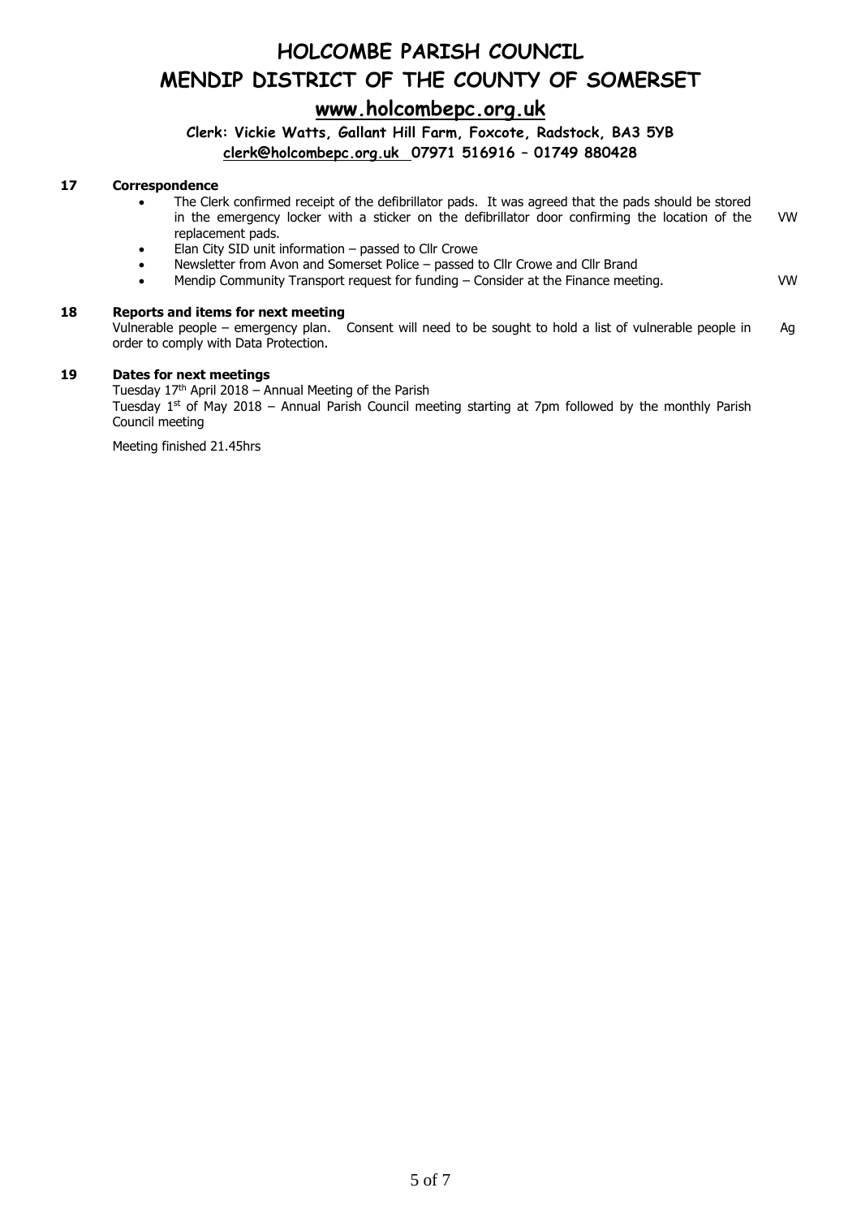# HOLCOMBE PARISH COUNCIL
# MENDIP DISTRICT OF THE COUNTY OF SOMERSET
## www.holcombepc.org.uk

**Clerk: Vickie Watts, Gallant Hill Farm, Foxcote, Radstock, BA3 5YB**
**clerk@holcombepc.org.uk 07971 516916 – 01749 880428**

### 17 Correspondence

- The Clerk confirmed receipt of the defibrillator pads. It was agreed that the pads should be stored in the emergency locker with a sticker on the defibrillator door confirming the location of the replacement pads. — VW
- Elan City SID unit information – passed to Cllr Crowe
- Newsletter from Avon and Somerset Police – passed to Cllr Crowe and Cllr Brand
- Mendip Community Transport request for funding – Consider at the Finance meeting. — VW

### 18 Reports and items for next meeting

Vulnerable people – emergency plan. Consent will need to be sought to hold a list of vulnerable people in order to comply with Data Protection. — Ag

### 19 Dates for next meetings

Tuesday 17th April 2018 – Annual Meeting of the Parish

Tuesday 1st of May 2018 – Annual Parish Council meeting starting at 7pm followed by the monthly Parish Council meeting

Meeting finished 21.45hrs